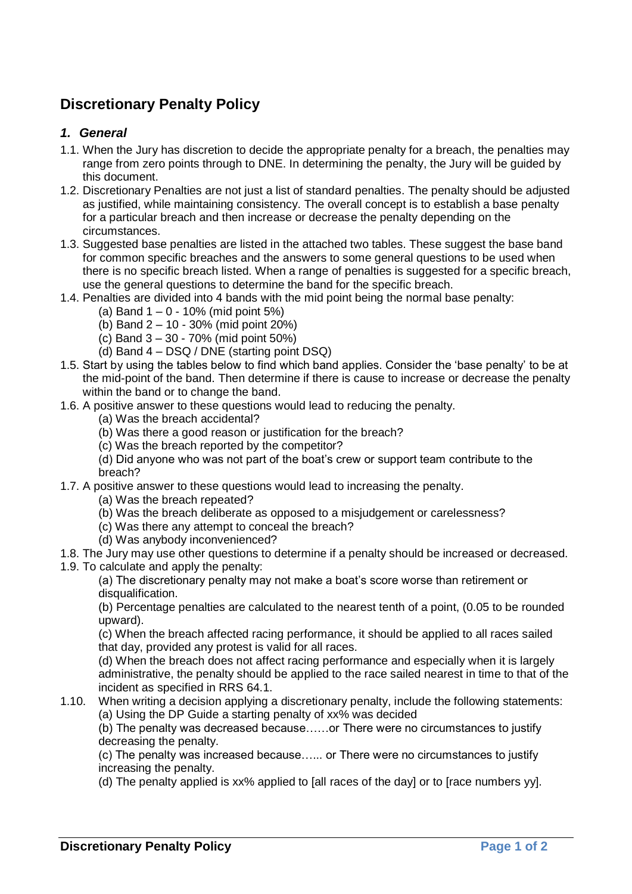# Discretionary Penalty Policy

## *1. General*

1.1. When the Jury has discretion to decide the appropriate penalty for a breach, the penalties may range from zero points through to DNE. In determining the penalty, the Jury will be guided by this document.

1.2. Discretionary Penalties are not just a list of standard penalties. The penalty should be adjusted as justified, while maintaining consistency. The overall concept is to establish a base penalty for a particular breach and then increase or decrease the penalty depending on the circumstances.

1.3. Suggested base penalties are listed in the attached two tables. These suggest the base band for common specific breaches and the answers to some general questions to be used when there is no specific breach listed. When a range of penalties is suggested for a specific breach, use the general questions to determine the band for the specific breach.

1.4. Penalties are divided into 4 bands with the mid point being the normal base penalty:

(a) Band 1 – 0 - 10% (mid point 5%)
(b) Band 2 – 10 - 30% (mid point 20%)
(c) Band 3 – 30 - 70% (mid point 50%)
(d) Band 4 – DSQ / DNE (starting point DSQ)

1.5. Start by using the tables below to find which band applies. Consider the 'base penalty' to be at the mid-point of the band. Then determine if there is cause to increase or decrease the penalty within the band or to change the band.

1.6. A positive answer to these questions would lead to reducing the penalty.

(a) Was the breach accidental?
(b) Was there a good reason or justification for the breach?
(c) Was the breach reported by the competitor?
(d) Did anyone who was not part of the boat's crew or support team contribute to the breach?

1.7. A positive answer to these questions would lead to increasing the penalty.

(a) Was the breach repeated?
(b) Was the breach deliberate as opposed to a misjudgement or carelessness?
(c) Was there any attempt to conceal the breach?
(d) Was anybody inconvenienced?

1.8. The Jury may use other questions to determine if a penalty should be increased or decreased.

1.9. To calculate and apply the penalty:

(a) The discretionary penalty may not make a boat's score worse than retirement or disqualification.
(b) Percentage penalties are calculated to the nearest tenth of a point, (0.05 to be rounded upward).
(c) When the breach affected racing performance, it should be applied to all races sailed that day, provided any protest is valid for all races.
(d) When the breach does not affect racing performance and especially when it is largely administrative, the penalty should be applied to the race sailed nearest in time to that of the incident as specified in RRS 64.1.

1.10. When writing a decision applying a discretionary penalty, include the following statements:

(a) Using the DP Guide a starting penalty of xx% was decided
(b) The penalty was decreased because……or There were no circumstances to justify decreasing the penalty.
(c) The penalty was increased because…... or There were no circumstances to justify increasing the penalty.
(d) The penalty applied is xx% applied to [all races of the day] or to [race numbers yy].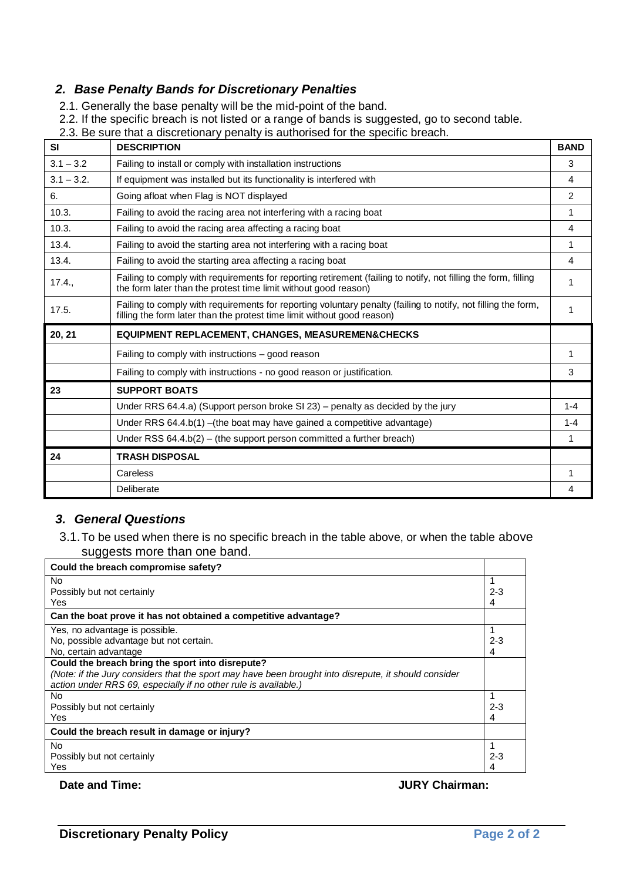## *2. Base Penalty Bands for Discretionary Penalties*

2.1. Generally the base penalty will be the mid-point of the band.
2.2. If the specific breach is not listed or a range of bands is suggested, go to second table.
2.3. Be sure that a discretionary penalty is authorised for the specific breach.

| SI | DESCRIPTION | BAND |
|---|---|---|
| 3.1 – 3.2 | Failing to install or comply with installation instructions | 3 |
| 3.1 – 3.2. | If equipment was installed but its functionality is interfered with | 4 |
| 6. | Going afloat when Flag is NOT displayed | 2 |
| 10.3. | Failing to avoid the racing area not interfering with a racing boat | 1 |
| 10.3. | Failing to avoid the racing area affecting a racing boat | 4 |
| 13.4. | Failing to avoid the starting area not interfering with a racing boat | 1 |
| 13.4. | Failing to avoid the starting area affecting a racing boat | 4 |
| 17.4., | Failing to comply with requirements for reporting retirement (failing to notify, not filling the form, filling the form later than the protest time limit without good reason) | 1 |
| 17.5. | Failing to comply with requirements for reporting voluntary penalty (failing to notify, not filling the form, filling the form later than the protest time limit without good reason) | 1 |
| **20, 21** | **EQUIPMENT REPLACEMENT, CHANGES, MEASUREMEN&CHECKS** | |
| | Failing to comply with instructions – good reason | 1 |
| | Failing to comply with instructions - no good reason or justification. | 3 |
| **23** | **SUPPORT BOATS** | |
| | Under RRS 64.4.a) (Support person broke SI 23) – penalty as decided by the jury | 1-4 |
| | Under RRS 64.4.b(1) –(the boat may have gained a competitive advantage) | 1-4 |
| | Under RSS 64.4.b(2) – (the support person committed a further breach) | 1 |
| **24** | **TRASH DISPOSAL** | |
| | Careless | 1 |
| | Deliberate | 4 |

## *3. General Questions*

3.1. To be used when there is no specific breach in the table above, or when the table above suggests more than one band.

| | |
|---|---|
| **Could the breach compromise safety?** | |
| No<br>Possibly but not certainly<br>Yes | 1<br>2-3<br>4 |
| **Can the boat prove it has not obtained a competitive advantage?** | |
| Yes, no advantage is possible.<br>No, possible advantage but not certain.<br>No, certain advantage | 1<br>2-3<br>4 |
| **Could the breach bring the sport into disrepute?**<br>*(Note: if the Jury considers that the sport may have been brought into disrepute, it should consider action under RRS 69, especially if no other rule is available.)* | |
| No<br>Possibly but not certainly<br>Yes | 1<br>2-3<br>4 |
| **Could the breach result in damage or injury?** | |
| No<br>Possibly but not certainly<br>Yes | 1<br>2-3<br>4 |

**Date and Time:** **JURY Chairman:**